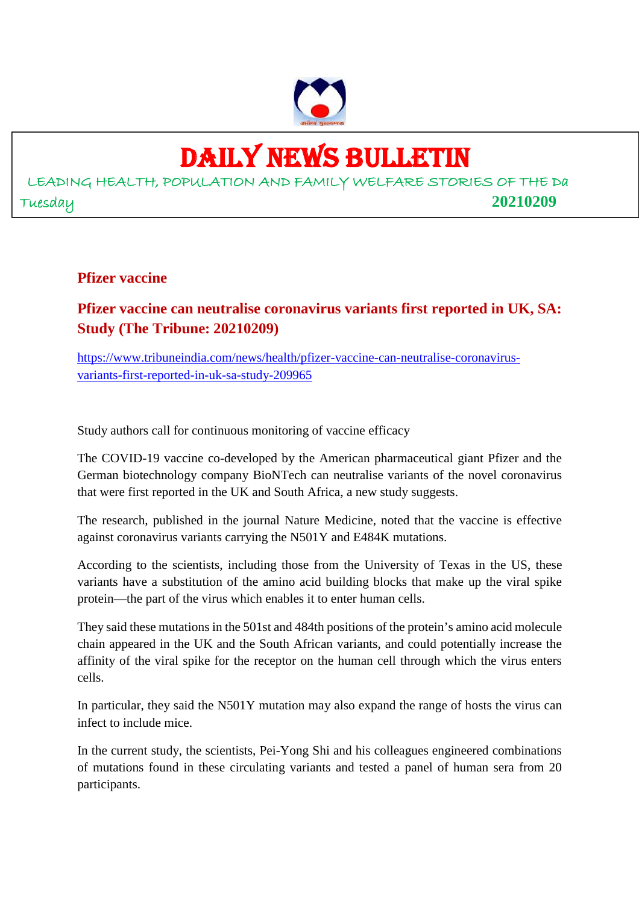# DAILY NEWS BULLETIN

LEADING HEALTH, POPULATION AND FAMILY WELFARE STORIES OF THE Da

Tuesday **20210209**

## Pfizer vaccine

### Pfizer vaccine can neutralise coronavirus variants first reported in UK, SA: Study (The Tribune: 20210209)

https://www.tribuneindia.com/news/health/pfizer-vaccine-can-neutralise-coronavirus-variants-first-reported-in-uk-sa-study-209965

Study authors call for continuous monitoring of vaccine efficacy

The COVID-19 vaccine co-developed by the American pharmaceutical giant Pfizer and the German biotechnology company BioNTech can neutralise variants of the novel coronavirus that were first reported in the UK and South Africa, a new study suggests.

The research, published in the journal Nature Medicine, noted that the vaccine is effective against coronavirus variants carrying the N501Y and E484K mutations.

According to the scientists, including those from the University of Texas in the US, these variants have a substitution of the amino acid building blocks that make up the viral spike protein—the part of the virus which enables it to enter human cells.

They said these mutations in the 501st and 484th positions of the protein's amino acid molecule chain appeared in the UK and the South African variants, and could potentially increase the affinity of the viral spike for the receptor on the human cell through which the virus enters cells.

In particular, they said the N501Y mutation may also expand the range of hosts the virus can infect to include mice.

In the current study, the scientists, Pei-Yong Shi and his colleagues engineered combinations of mutations found in these circulating variants and tested a panel of human sera from 20 participants.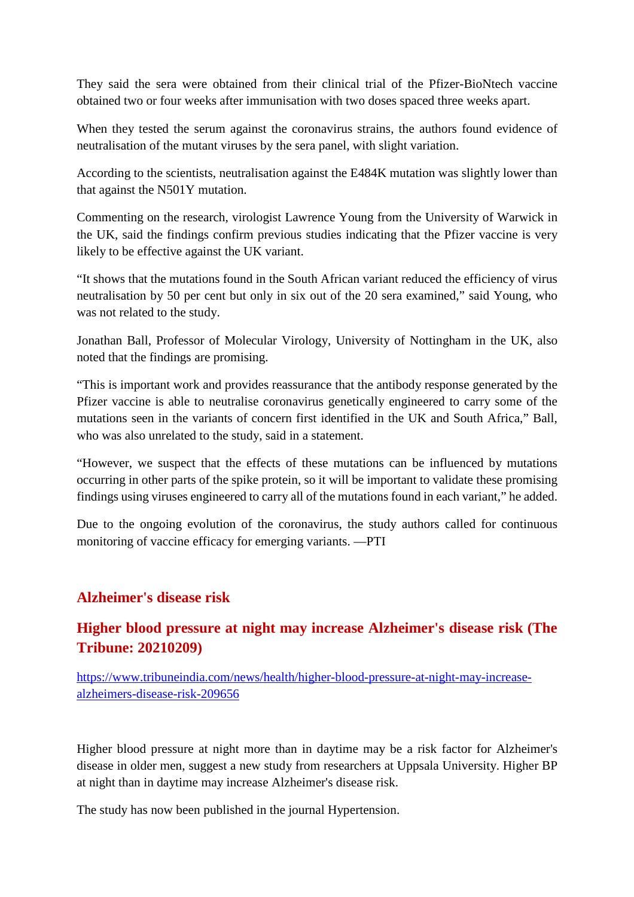They said the sera were obtained from their clinical trial of the Pfizer-BioNtech vaccine obtained two or four weeks after immunisation with two doses spaced three weeks apart.

When they tested the serum against the coronavirus strains, the authors found evidence of neutralisation of the mutant viruses by the sera panel, with slight variation.

According to the scientists, neutralisation against the E484K mutation was slightly lower than that against the N501Y mutation.

Commenting on the research, virologist Lawrence Young from the University of Warwick in the UK, said the findings confirm previous studies indicating that the Pfizer vaccine is very likely to be effective against the UK variant.

“It shows that the mutations found in the South African variant reduced the efficiency of virus neutralisation by 50 per cent but only in six out of the 20 sera examined,” said Young, who was not related to the study.

Jonathan Ball, Professor of Molecular Virology, University of Nottingham in the UK, also noted that the findings are promising.

“This is important work and provides reassurance that the antibody response generated by the Pfizer vaccine is able to neutralise coronavirus genetically engineered to carry some of the mutations seen in the variants of concern first identified in the UK and South Africa,” Ball, who was also unrelated to the study, said in a statement.

“However, we suspect that the effects of these mutations can be influenced by mutations occurring in other parts of the spike protein, so it will be important to validate these promising findings using viruses engineered to carry all of the mutations found in each variant,” he added.

Due to the ongoing evolution of the coronavirus, the study authors called for continuous monitoring of vaccine efficacy for emerging variants. —PTI

## Alzheimer's disease risk

### Higher blood pressure at night may increase Alzheimer's disease risk (The Tribune: 20210209)

https://www.tribuneindia.com/news/health/higher-blood-pressure-at-night-may-increase-alzheimers-disease-risk-209656

Higher blood pressure at night more than in daytime may be a risk factor for Alzheimer's disease in older men, suggest a new study from researchers at Uppsala University. Higher BP at night than in daytime may increase Alzheimer's disease risk.

The study has now been published in the journal Hypertension.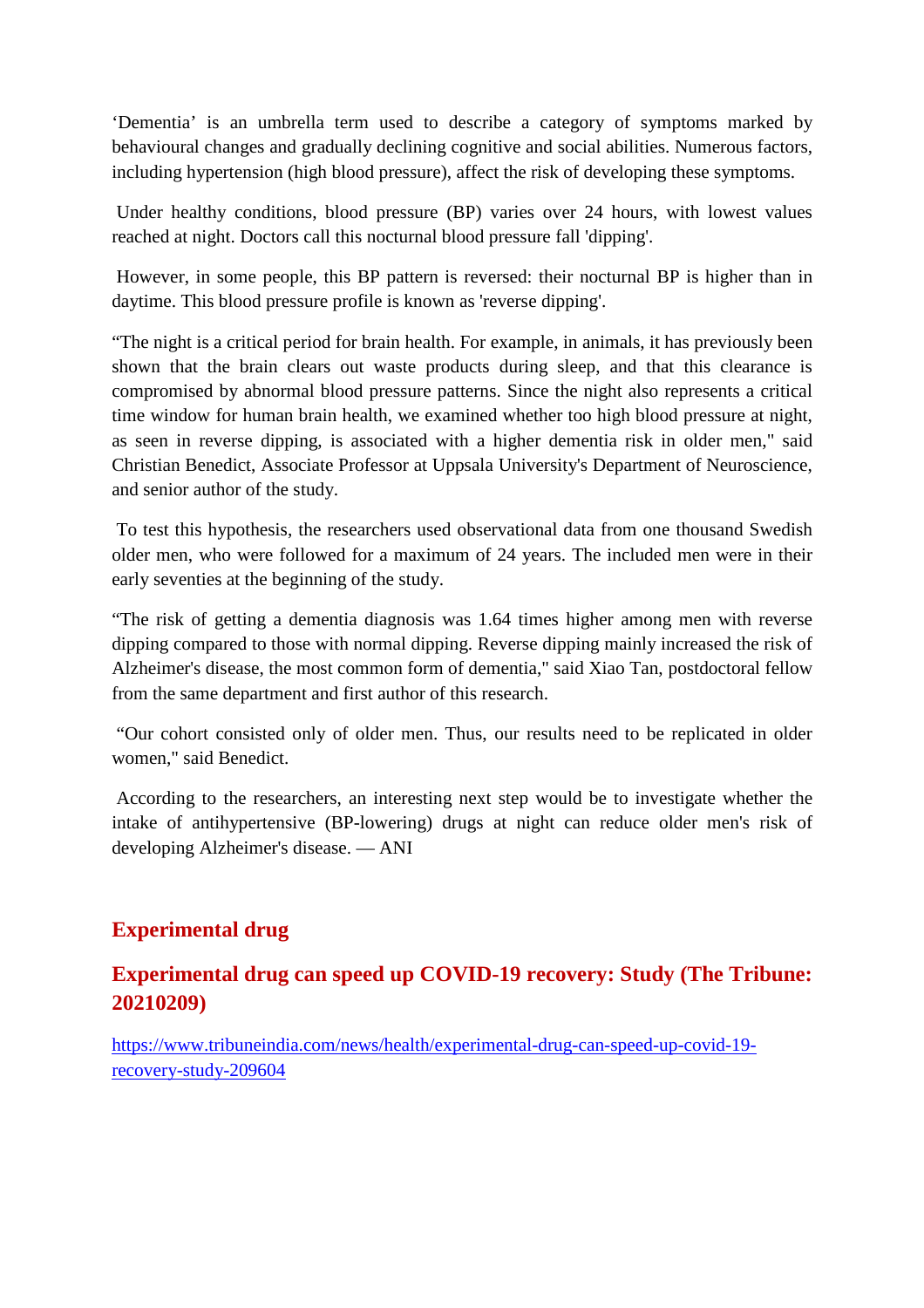‘Dementia’ is an umbrella term used to describe a category of symptoms marked by behavioural changes and gradually declining cognitive and social abilities. Numerous factors, including hypertension (high blood pressure), affect the risk of developing these symptoms.

Under healthy conditions, blood pressure (BP) varies over 24 hours, with lowest values reached at night. Doctors call this nocturnal blood pressure fall 'dipping'.

However, in some people, this BP pattern is reversed: their nocturnal BP is higher than in daytime. This blood pressure profile is known as 'reverse dipping'.

“The night is a critical period for brain health. For example, in animals, it has previously been shown that the brain clears out waste products during sleep, and that this clearance is compromised by abnormal blood pressure patterns. Since the night also represents a critical time window for human brain health, we examined whether too high blood pressure at night, as seen in reverse dipping, is associated with a higher dementia risk in older men," said Christian Benedict, Associate Professor at Uppsala University's Department of Neuroscience, and senior author of the study.

To test this hypothesis, the researchers used observational data from one thousand Swedish older men, who were followed for a maximum of 24 years. The included men were in their early seventies at the beginning of the study.

“The risk of getting a dementia diagnosis was 1.64 times higher among men with reverse dipping compared to those with normal dipping. Reverse dipping mainly increased the risk of Alzheimer's disease, the most common form of dementia," said Xiao Tan, postdoctoral fellow from the same department and first author of this research.

“Our cohort consisted only of older men. Thus, our results need to be replicated in older women," said Benedict.

According to the researchers, an interesting next step would be to investigate whether the intake of antihypertensive (BP-lowering) drugs at night can reduce older men's risk of developing Alzheimer's disease. — ANI

## Experimental drug

## Experimental drug can speed up COVID-19 recovery: Study (The Tribune: 20210209)

https://www.tribuneindia.com/news/health/experimental-drug-can-speed-up-covid-19-recovery-study-209604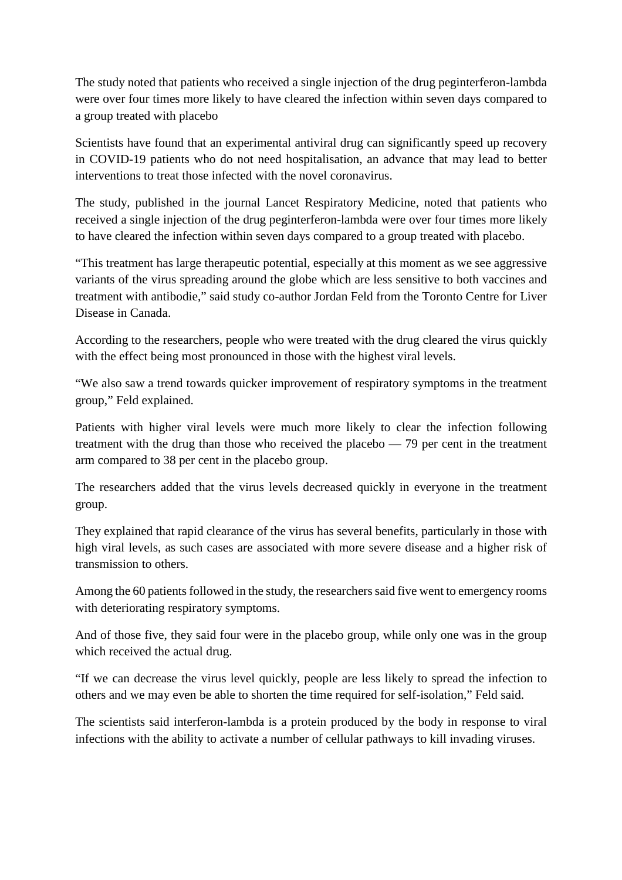The study noted that patients who received a single injection of the drug peginterferon-lambda were over four times more likely to have cleared the infection within seven days compared to a group treated with placebo

Scientists have found that an experimental antiviral drug can significantly speed up recovery in COVID-19 patients who do not need hospitalisation, an advance that may lead to better interventions to treat those infected with the novel coronavirus.

The study, published in the journal Lancet Respiratory Medicine, noted that patients who received a single injection of the drug peginterferon-lambda were over four times more likely to have cleared the infection within seven days compared to a group treated with placebo.

"This treatment has large therapeutic potential, especially at this moment as we see aggressive variants of the virus spreading around the globe which are less sensitive to both vaccines and treatment with antibodie," said study co-author Jordan Feld from the Toronto Centre for Liver Disease in Canada.

According to the researchers, people who were treated with the drug cleared the virus quickly with the effect being most pronounced in those with the highest viral levels.

"We also saw a trend towards quicker improvement of respiratory symptoms in the treatment group," Feld explained.

Patients with higher viral levels were much more likely to clear the infection following treatment with the drug than those who received the placebo — 79 per cent in the treatment arm compared to 38 per cent in the placebo group.

The researchers added that the virus levels decreased quickly in everyone in the treatment group.

They explained that rapid clearance of the virus has several benefits, particularly in those with high viral levels, as such cases are associated with more severe disease and a higher risk of transmission to others.

Among the 60 patients followed in the study, the researchers said five went to emergency rooms with deteriorating respiratory symptoms.

And of those five, they said four were in the placebo group, while only one was in the group which received the actual drug.

"If we can decrease the virus level quickly, people are less likely to spread the infection to others and we may even be able to shorten the time required for self-isolation," Feld said.

The scientists said interferon-lambda is a protein produced by the body in response to viral infections with the ability to activate a number of cellular pathways to kill invading viruses.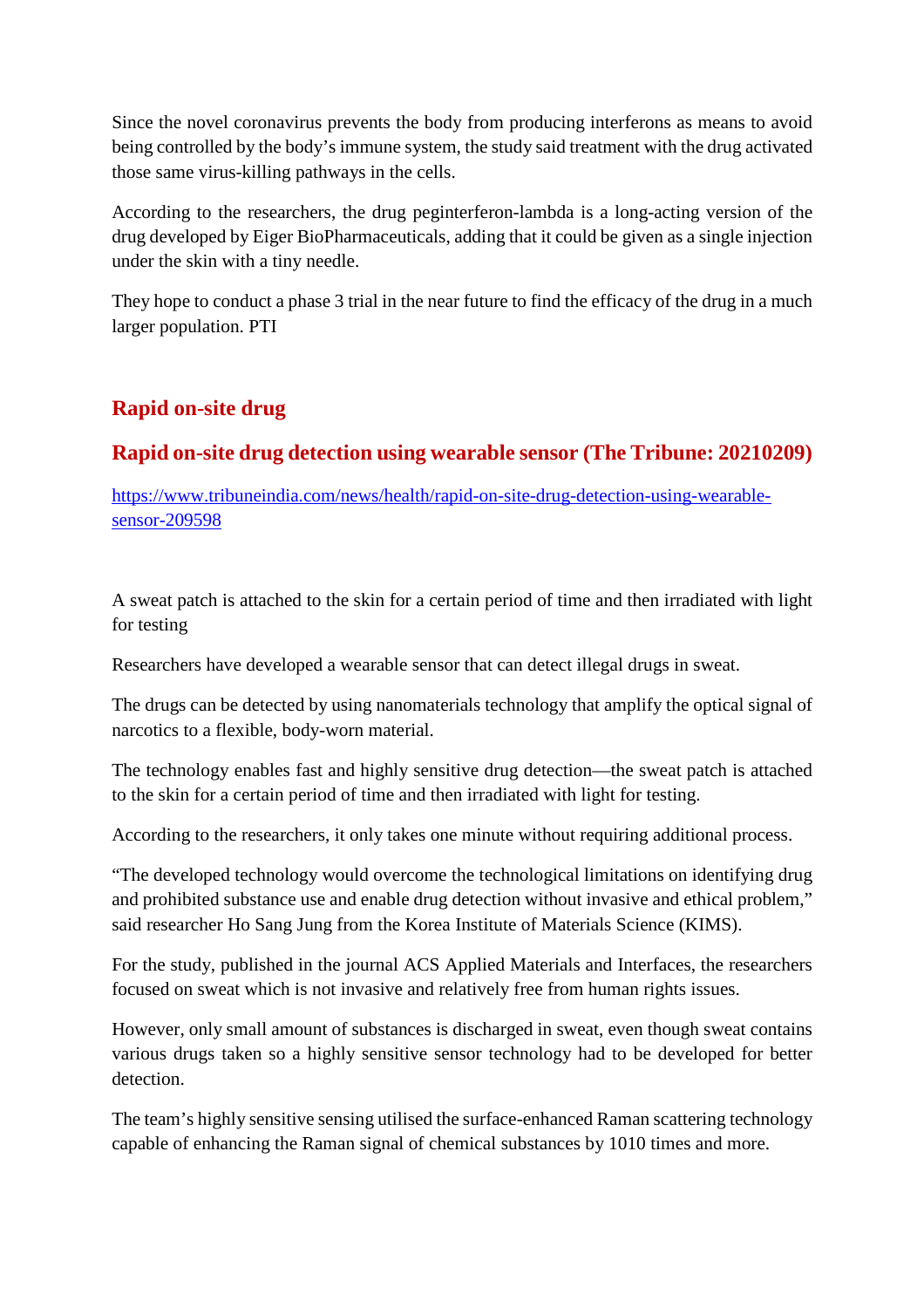Since the novel coronavirus prevents the body from producing interferons as means to avoid being controlled by the body's immune system, the study said treatment with the drug activated those same virus-killing pathways in the cells.

According to the researchers, the drug peginterferon-lambda is a long-acting version of the drug developed by Eiger BioPharmaceuticals, adding that it could be given as a single injection under the skin with a tiny needle.

They hope to conduct a phase 3 trial in the near future to find the efficacy of the drug in a much larger population. PTI

## Rapid on-site drug

## Rapid on-site drug detection using wearable sensor (The Tribune: 20210209)

https://www.tribuneindia.com/news/health/rapid-on-site-drug-detection-using-wearable-sensor-209598

A sweat patch is attached to the skin for a certain period of time and then irradiated with light for testing

Researchers have developed a wearable sensor that can detect illegal drugs in sweat.

The drugs can be detected by using nanomaterials technology that amplify the optical signal of narcotics to a flexible, body-worn material.

The technology enables fast and highly sensitive drug detection—the sweat patch is attached to the skin for a certain period of time and then irradiated with light for testing.

According to the researchers, it only takes one minute without requiring additional process.

"The developed technology would overcome the technological limitations on identifying drug and prohibited substance use and enable drug detection without invasive and ethical problem," said researcher Ho Sang Jung from the Korea Institute of Materials Science (KIMS).

For the study, published in the journal ACS Applied Materials and Interfaces, the researchers focused on sweat which is not invasive and relatively free from human rights issues.

However, only small amount of substances is discharged in sweat, even though sweat contains various drugs taken so a highly sensitive sensor technology had to be developed for better detection.

The team's highly sensitive sensing utilised the surface-enhanced Raman scattering technology capable of enhancing the Raman signal of chemical substances by 1010 times and more.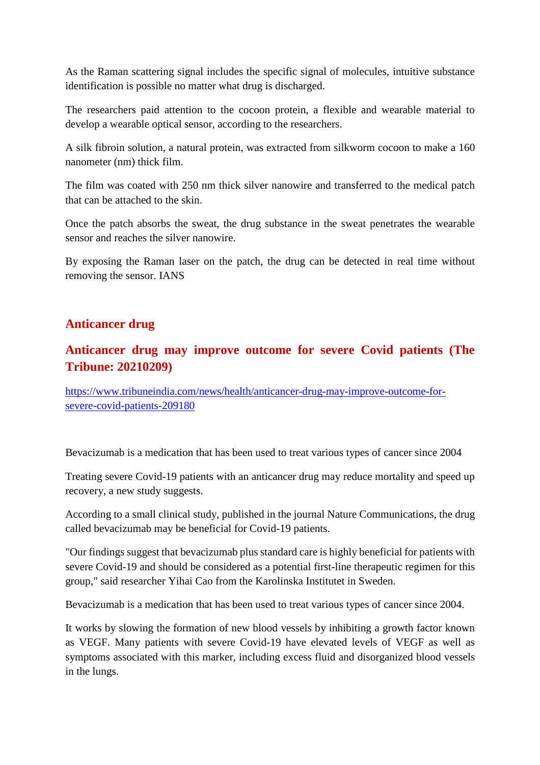As the Raman scattering signal includes the specific signal of molecules, intuitive substance identification is possible no matter what drug is discharged.

The researchers paid attention to the cocoon protein, a flexible and wearable material to develop a wearable optical sensor, according to the researchers.

A silk fibroin solution, a natural protein, was extracted from silkworm cocoon to make a 160 nanometer (nm) thick film.

The film was coated with 250 nm thick silver nanowire and transferred to the medical patch that can be attached to the skin.

Once the patch absorbs the sweat, the drug substance in the sweat penetrates the wearable sensor and reaches the silver nanowire.

By exposing the Raman laser on the patch, the drug can be detected in real time without removing the sensor. IANS

## Anticancer drug

## Anticancer drug may improve outcome for severe Covid patients (The Tribune: 20210209)

https://www.tribuneindia.com/news/health/anticancer-drug-may-improve-outcome-for-severe-covid-patients-209180

Bevacizumab is a medication that has been used to treat various types of cancer since 2004

Treating severe Covid-19 patients with an anticancer drug may reduce mortality and speed up recovery, a new study suggests.

According to a small clinical study, published in the journal Nature Communications, the drug called bevacizumab may be beneficial for Covid-19 patients.

"Our findings suggest that bevacizumab plus standard care is highly beneficial for patients with severe Covid-19 and should be considered as a potential first-line therapeutic regimen for this group," said researcher Yihai Cao from the Karolinska Institutet in Sweden.

Bevacizumab is a medication that has been used to treat various types of cancer since 2004.

It works by slowing the formation of new blood vessels by inhibiting a growth factor known as VEGF. Many patients with severe Covid-19 have elevated levels of VEGF as well as symptoms associated with this marker, including excess fluid and disorganized blood vessels in the lungs.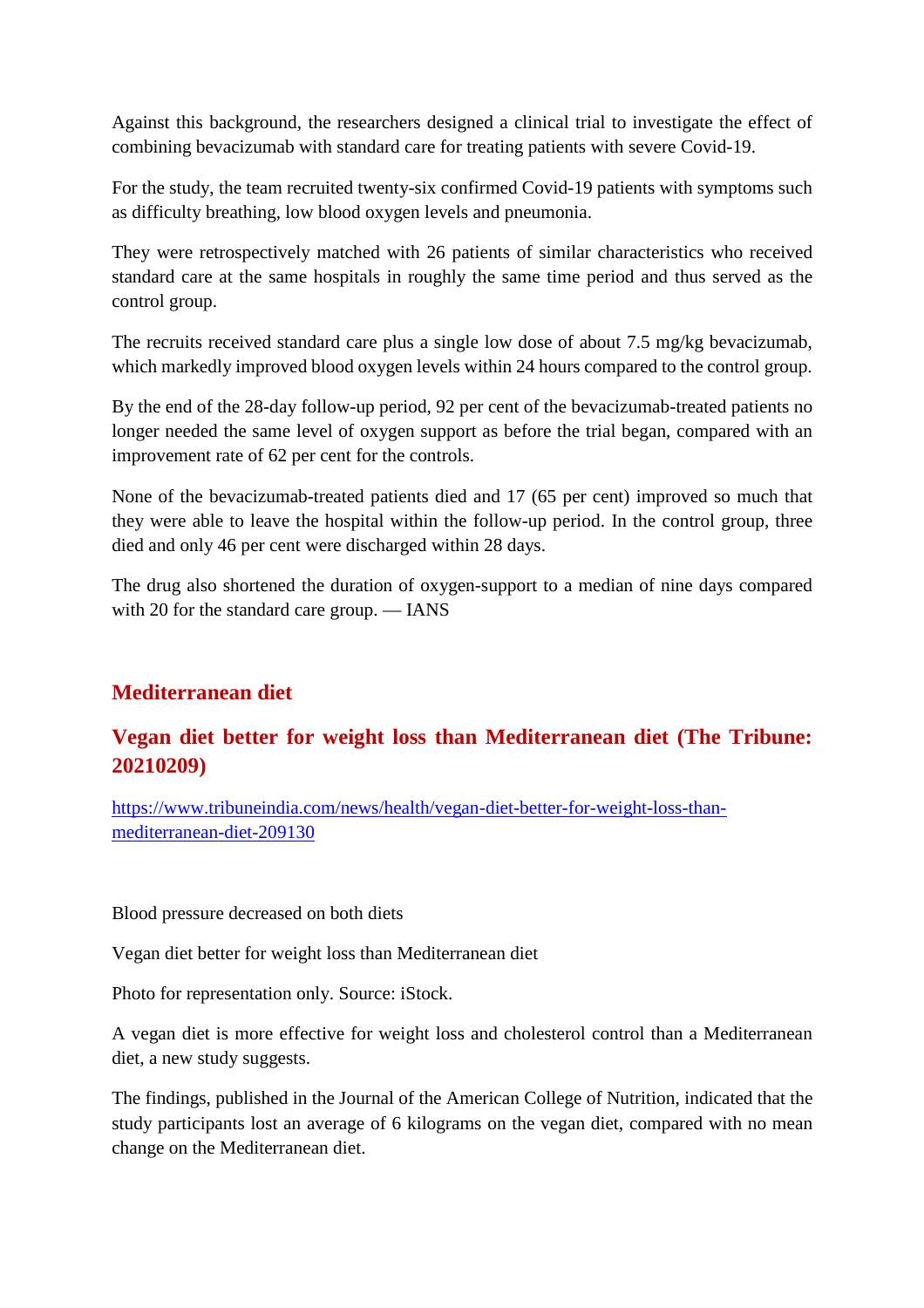Against this background, the researchers designed a clinical trial to investigate the effect of combining bevacizumab with standard care for treating patients with severe Covid-19.

For the study, the team recruited twenty-six confirmed Covid-19 patients with symptoms such as difficulty breathing, low blood oxygen levels and pneumonia.

They were retrospectively matched with 26 patients of similar characteristics who received standard care at the same hospitals in roughly the same time period and thus served as the control group.

The recruits received standard care plus a single low dose of about 7.5 mg/kg bevacizumab, which markedly improved blood oxygen levels within 24 hours compared to the control group.

By the end of the 28-day follow-up period, 92 per cent of the bevacizumab-treated patients no longer needed the same level of oxygen support as before the trial began, compared with an improvement rate of 62 per cent for the controls.

None of the bevacizumab-treated patients died and 17 (65 per cent) improved so much that they were able to leave the hospital within the follow-up period. In the control group, three died and only 46 per cent were discharged within 28 days.

The drug also shortened the duration of oxygen-support to a median of nine days compared with 20 for the standard care group. — IANS

## Mediterranean diet

## Vegan diet better for weight loss than Mediterranean diet (The Tribune: 20210209)

https://www.tribuneindia.com/news/health/vegan-diet-better-for-weight-loss-than-mediterranean-diet-209130

Blood pressure decreased on both diets

Vegan diet better for weight loss than Mediterranean diet

Photo for representation only. Source: iStock.

A vegan diet is more effective for weight loss and cholesterol control than a Mediterranean diet, a new study suggests.

The findings, published in the Journal of the American College of Nutrition, indicated that the study participants lost an average of 6 kilograms on the vegan diet, compared with no mean change on the Mediterranean diet.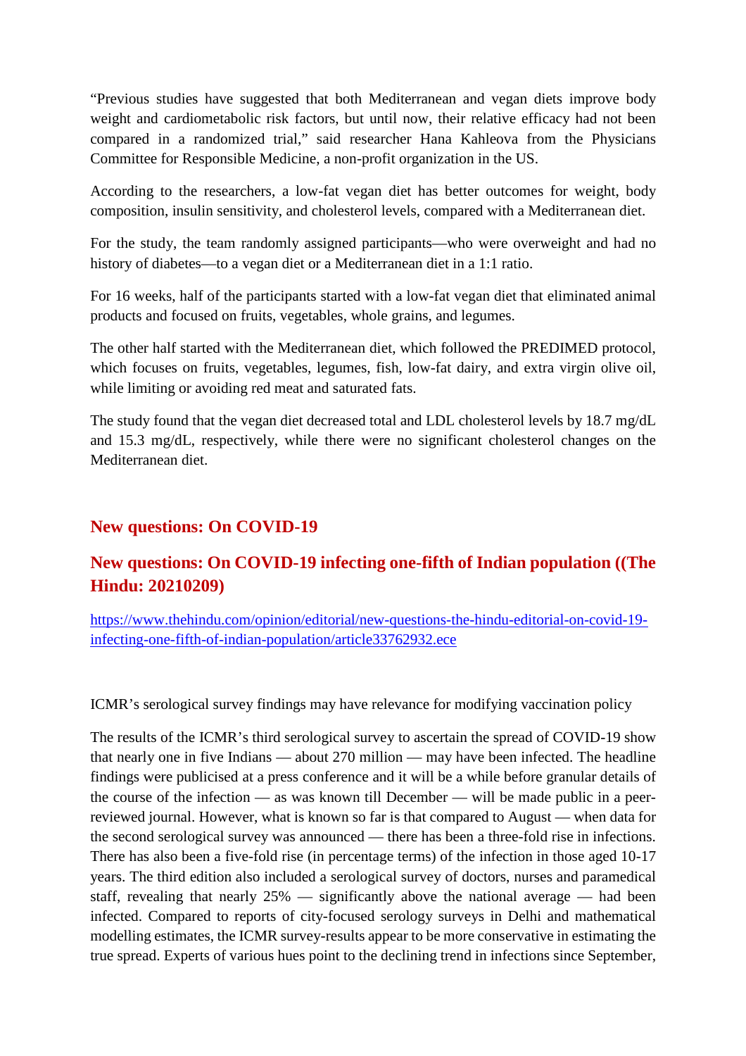"Previous studies have suggested that both Mediterranean and vegan diets improve body weight and cardiometabolic risk factors, but until now, their relative efficacy had not been compared in a randomized trial," said researcher Hana Kahleova from the Physicians Committee for Responsible Medicine, a non-profit organization in the US.

According to the researchers, a low-fat vegan diet has better outcomes for weight, body composition, insulin sensitivity, and cholesterol levels, compared with a Mediterranean diet.

For the study, the team randomly assigned participants—who were overweight and had no history of diabetes—to a vegan diet or a Mediterranean diet in a 1:1 ratio.

For 16 weeks, half of the participants started with a low-fat vegan diet that eliminated animal products and focused on fruits, vegetables, whole grains, and legumes.

The other half started with the Mediterranean diet, which followed the PREDIMED protocol, which focuses on fruits, vegetables, legumes, fish, low-fat dairy, and extra virgin olive oil, while limiting or avoiding red meat and saturated fats.

The study found that the vegan diet decreased total and LDL cholesterol levels by 18.7 mg/dL and 15.3 mg/dL, respectively, while there were no significant cholesterol changes on the Mediterranean diet.

## New questions: On COVID-19

## New questions: On COVID-19 infecting one-fifth of Indian population ((The Hindu: 20210209)

https://www.thehindu.com/opinion/editorial/new-questions-the-hindu-editorial-on-covid-19-infecting-one-fifth-of-indian-population/article33762932.ece

ICMR's serological survey findings may have relevance for modifying vaccination policy

The results of the ICMR's third serological survey to ascertain the spread of COVID-19 show that nearly one in five Indians — about 270 million — may have been infected. The headline findings were publicised at a press conference and it will be a while before granular details of the course of the infection — as was known till December — will be made public in a peer-reviewed journal. However, what is known so far is that compared to August — when data for the second serological survey was announced — there has been a three-fold rise in infections. There has also been a five-fold rise (in percentage terms) of the infection in those aged 10-17 years. The third edition also included a serological survey of doctors, nurses and paramedical staff, revealing that nearly 25% — significantly above the national average — had been infected. Compared to reports of city-focused serology surveys in Delhi and mathematical modelling estimates, the ICMR survey-results appear to be more conservative in estimating the true spread. Experts of various hues point to the declining trend in infections since September,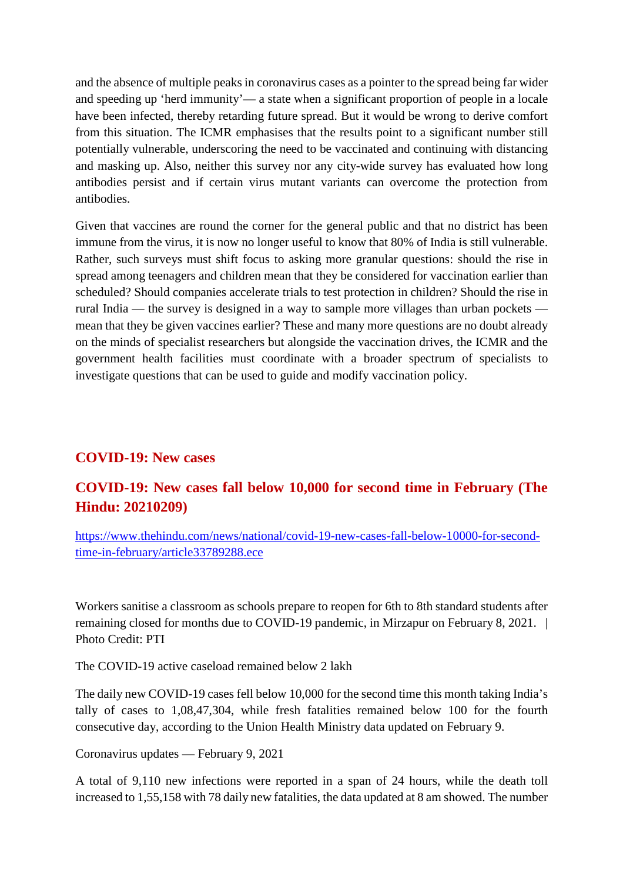and the absence of multiple peaks in coronavirus cases as a pointer to the spread being far wider and speeding up 'herd immunity'— a state when a significant proportion of people in a locale have been infected, thereby retarding future spread. But it would be wrong to derive comfort from this situation. The ICMR emphasises that the results point to a significant number still potentially vulnerable, underscoring the need to be vaccinated and continuing with distancing and masking up. Also, neither this survey nor any city-wide survey has evaluated how long antibodies persist and if certain virus mutant variants can overcome the protection from antibodies.

Given that vaccines are round the corner for the general public and that no district has been immune from the virus, it is now no longer useful to know that 80% of India is still vulnerable. Rather, such surveys must shift focus to asking more granular questions: should the rise in spread among teenagers and children mean that they be considered for vaccination earlier than scheduled? Should companies accelerate trials to test protection in children? Should the rise in rural India — the survey is designed in a way to sample more villages than urban pockets — mean that they be given vaccines earlier? These and many more questions are no doubt already on the minds of specialist researchers but alongside the vaccination drives, the ICMR and the government health facilities must coordinate with a broader spectrum of specialists to investigate questions that can be used to guide and modify vaccination policy.

## COVID-19: New cases

## COVID-19: New cases fall below 10,000 for second time in February (The Hindu: 20210209)

https://www.thehindu.com/news/national/covid-19-new-cases-fall-below-10000-for-second-time-in-february/article33789288.ece

Workers sanitise a classroom as schools prepare to reopen for 6th to 8th standard students after remaining closed for months due to COVID-19 pandemic, in Mirzapur on February 8, 2021. | Photo Credit: PTI

The COVID-19 active caseload remained below 2 lakh

The daily new COVID-19 cases fell below 10,000 for the second time this month taking India's tally of cases to 1,08,47,304, while fresh fatalities remained below 100 for the fourth consecutive day, according to the Union Health Ministry data updated on February 9.

Coronavirus updates — February 9, 2021

A total of 9,110 new infections were reported in a span of 24 hours, while the death toll increased to 1,55,158 with 78 daily new fatalities, the data updated at 8 am showed. The number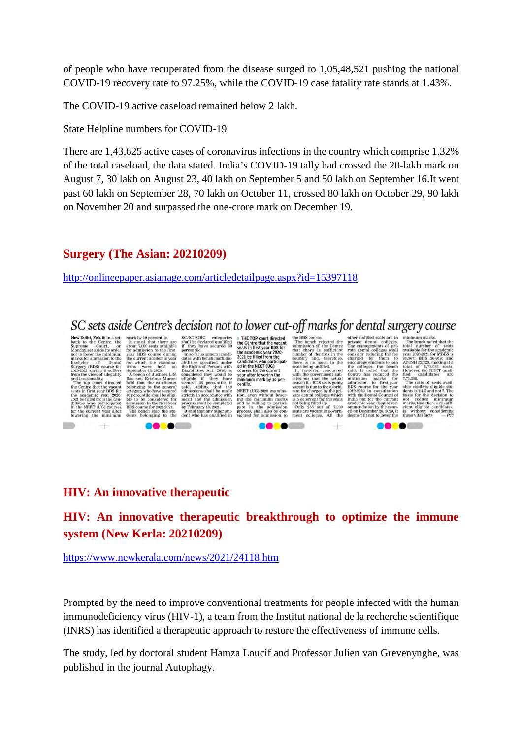of people who have recuperated from the disease surged to 1,05,48,521 pushing the national COVID-19 recovery rate to 97.25%, while the COVID-19 case fatality rate stands at 1.43%.

The COVID-19 active caseload remained below 2 lakh.

State Helpline numbers for COVID-19

There are 1,43,625 active cases of coronavirus infections in the country which comprise 1.32% of the total caseload, the data stated. India's COVID-19 tally had crossed the 20-lakh mark on August 7, 30 lakh on August 23, 40 lakh on September 5 and 50 lakh on September 16.It went past 60 lakh on September 28, 70 lakh on October 11, crossed 80 lakh on October 29, 90 lakh on November 20 and surpassed the one-crore mark on December 19.

## Surgery (The Asian: 20210209)

http://onlineepaper.asianage.com/articledetailpage.aspx?id=15397118

### SC sets aside Centre's decision not to lower cut-off marks for dental surgery course

**New Delhi, Feb. 8:** In a setback to the Centre, the Supreme Court, on Monday, set aside its order not to lower the minimum marks for admission to the Bachelor of Dental Surgery (BDS) course for 2020-2021 saying it suffers from the vices of illegality and irrationality.

The top court directed the Centre that the vacant seats in first year BDS for the academic year 2020-2021 be filled from the candidates who participated in the NEET (UG) courses for the current year after lowering the minimum mark by 10 percentile.

It noted that there are about 7,000 seats available for admission to the first-year BDS course during the current academic year for which the examinations were held on September 13, 2020.

A bench of Justices L.N. Rao and Krishna Murari held that the candidates belonging to the general category who have secured 40 percentile shall be eligible to be considered for admission in the first year BDS course for 2020-2021.

The bench said the students belonging to the SC/ST/OBC categories shall be declared qualified if they have secured 30 percentile.

In so far as general candidates with bench mark disabilities specified under the Rights of Persons with Disabilities Act, 2016, is considered they would be eligible if they have secured 35 percentile, it said, adding that the admissions shall be made strictly in accordance with merit and the admission process shall be completed by February 18, 2021.

> THE TOP court directed the Centre that the vacant seats in first year BDS for the academic year 2020-2021 be filled from the candidates who participated in the NEET (UG) courses for the current year after lowering the minimum mark by 10 percentile.

It said that any other student who has qualified in NEET (UG)-2020 examination, even without lowering the minimum marks and is willing to participate in the admission process, shall also be considered for admission to the BDS course.

The bench rejected the submission of the Centre that there is sufficient number of dentists in the country and, therefore, there is no harm in the seats being unfilled.

It, however, concurred with the government submissions that the actual reason for BDS seats going vacant is due to the exorbitant fee charged by the private dental colleges which is a deterrent for the seats not being filled up.

Only 265 out of 7,000 seats are vacant in government colleges. All the other unfilled seats are in private dental colleges. The managements of private dental colleges shall consider reducing the fee charged by them to encourage students to join the colleges, the bench said. It noted that the Centre has reduced the minimum marks for admission to first-year BDS course for the year 2019-2020 in consultation with the Dental Council of India but for the current academic year, despite recommendation by the council on December 28, 2020, it deemed fit not to lower the minimum marks.

The bench noted that the total number of seats available for the academic year 2020-2021 for MBBS is 91,367; BDS 26,949; and AYUSH 52,720, making it a total of 1,71,036 seats. However, the NEET qualified candidates are 7,71,500.

The ratio of seats available vis-à-vis eligible students is 1:4.5 and not 7. The basis for the decision to not reduce minimum marks, that there are sufficient eligible candidates, is without considering these vital facts. — PTI

## HIV: An innovative therapeutic

## HIV: An innovative therapeutic breakthrough to optimize the immune system (New Kerla: 20210209)

https://www.newkerala.com/news/2021/24118.htm

Prompted by the need to improve conventional treatments for people infected with the human immunodeficiency virus (HIV-1), a team from the Institut national de la recherche scientifique (INRS) has identified a therapeutic approach to restore the effectiveness of immune cells.

The study, led by doctoral student Hamza Loucif and Professor Julien van Grevenynghe, was published in the journal Autophagy.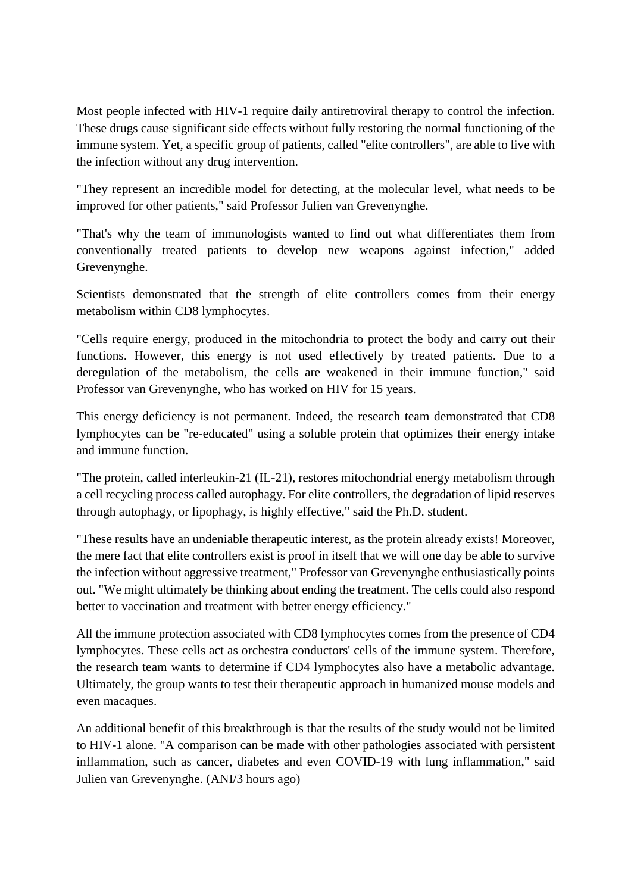Most people infected with HIV-1 require daily antiretroviral therapy to control the infection. These drugs cause significant side effects without fully restoring the normal functioning of the immune system. Yet, a specific group of patients, called "elite controllers", are able to live with the infection without any drug intervention.

"They represent an incredible model for detecting, at the molecular level, what needs to be improved for other patients," said Professor Julien van Grevenynghe.

"That's why the team of immunologists wanted to find out what differentiates them from conventionally treated patients to develop new weapons against infection," added Grevenynghe.

Scientists demonstrated that the strength of elite controllers comes from their energy metabolism within CD8 lymphocytes.

"Cells require energy, produced in the mitochondria to protect the body and carry out their functions. However, this energy is not used effectively by treated patients. Due to a deregulation of the metabolism, the cells are weakened in their immune function," said Professor van Grevenynghe, who has worked on HIV for 15 years.

This energy deficiency is not permanent. Indeed, the research team demonstrated that CD8 lymphocytes can be "re-educated" using a soluble protein that optimizes their energy intake and immune function.

"The protein, called interleukin-21 (IL-21), restores mitochondrial energy metabolism through a cell recycling process called autophagy. For elite controllers, the degradation of lipid reserves through autophagy, or lipophagy, is highly effective," said the Ph.D. student.

"These results have an undeniable therapeutic interest, as the protein already exists! Moreover, the mere fact that elite controllers exist is proof in itself that we will one day be able to survive the infection without aggressive treatment," Professor van Grevenynghe enthusiastically points out. "We might ultimately be thinking about ending the treatment. The cells could also respond better to vaccination and treatment with better energy efficiency."

All the immune protection associated with CD8 lymphocytes comes from the presence of CD4 lymphocytes. These cells act as orchestra conductors' cells of the immune system. Therefore, the research team wants to determine if CD4 lymphocytes also have a metabolic advantage. Ultimately, the group wants to test their therapeutic approach in humanized mouse models and even macaques.

An additional benefit of this breakthrough is that the results of the study would not be limited to HIV-1 alone. "A comparison can be made with other pathologies associated with persistent inflammation, such as cancer, diabetes and even COVID-19 with lung inflammation," said Julien van Grevenynghe. (ANI/3 hours ago)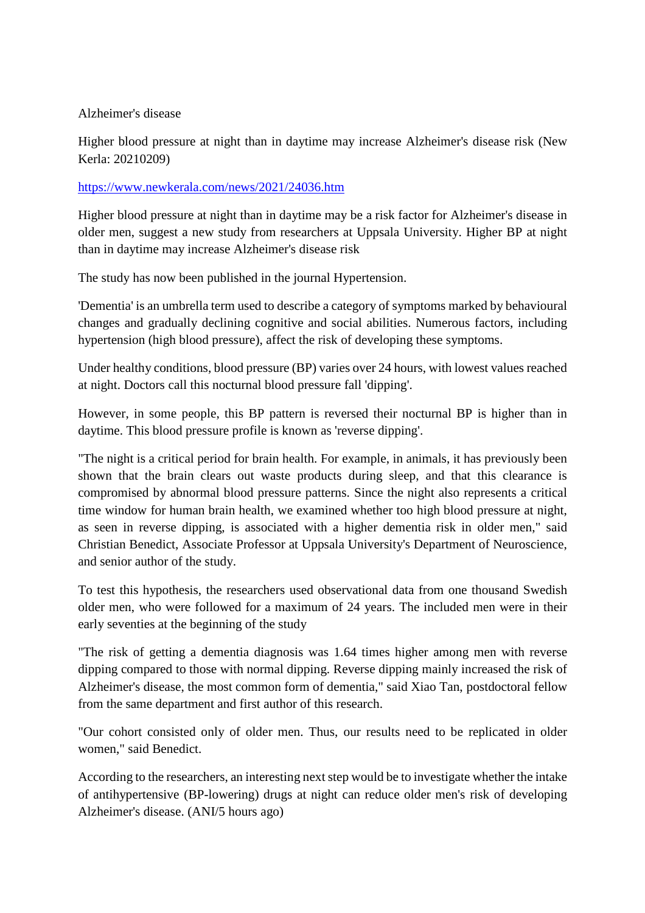Alzheimer's disease

Higher blood pressure at night than in daytime may increase Alzheimer's disease risk (New Kerla: 20210209)

https://www.newkerala.com/news/2021/24036.htm

Higher blood pressure at night than in daytime may be a risk factor for Alzheimer's disease in older men, suggest a new study from researchers at Uppsala University. Higher BP at night than in daytime may increase Alzheimer's disease risk

The study has now been published in the journal Hypertension.

'Dementia' is an umbrella term used to describe a category of symptoms marked by behavioural changes and gradually declining cognitive and social abilities. Numerous factors, including hypertension (high blood pressure), affect the risk of developing these symptoms.

Under healthy conditions, blood pressure (BP) varies over 24 hours, with lowest values reached at night. Doctors call this nocturnal blood pressure fall 'dipping'.

However, in some people, this BP pattern is reversed their nocturnal BP is higher than in daytime. This blood pressure profile is known as 'reverse dipping'.

"The night is a critical period for brain health. For example, in animals, it has previously been shown that the brain clears out waste products during sleep, and that this clearance is compromised by abnormal blood pressure patterns. Since the night also represents a critical time window for human brain health, we examined whether too high blood pressure at night, as seen in reverse dipping, is associated with a higher dementia risk in older men," said Christian Benedict, Associate Professor at Uppsala University's Department of Neuroscience, and senior author of the study.

To test this hypothesis, the researchers used observational data from one thousand Swedish older men, who were followed for a maximum of 24 years. The included men were in their early seventies at the beginning of the study

"The risk of getting a dementia diagnosis was 1.64 times higher among men with reverse dipping compared to those with normal dipping. Reverse dipping mainly increased the risk of Alzheimer's disease, the most common form of dementia," said Xiao Tan, postdoctoral fellow from the same department and first author of this research.

"Our cohort consisted only of older men. Thus, our results need to be replicated in older women," said Benedict.

According to the researchers, an interesting next step would be to investigate whether the intake of antihypertensive (BP-lowering) drugs at night can reduce older men's risk of developing Alzheimer's disease. (ANI/5 hours ago)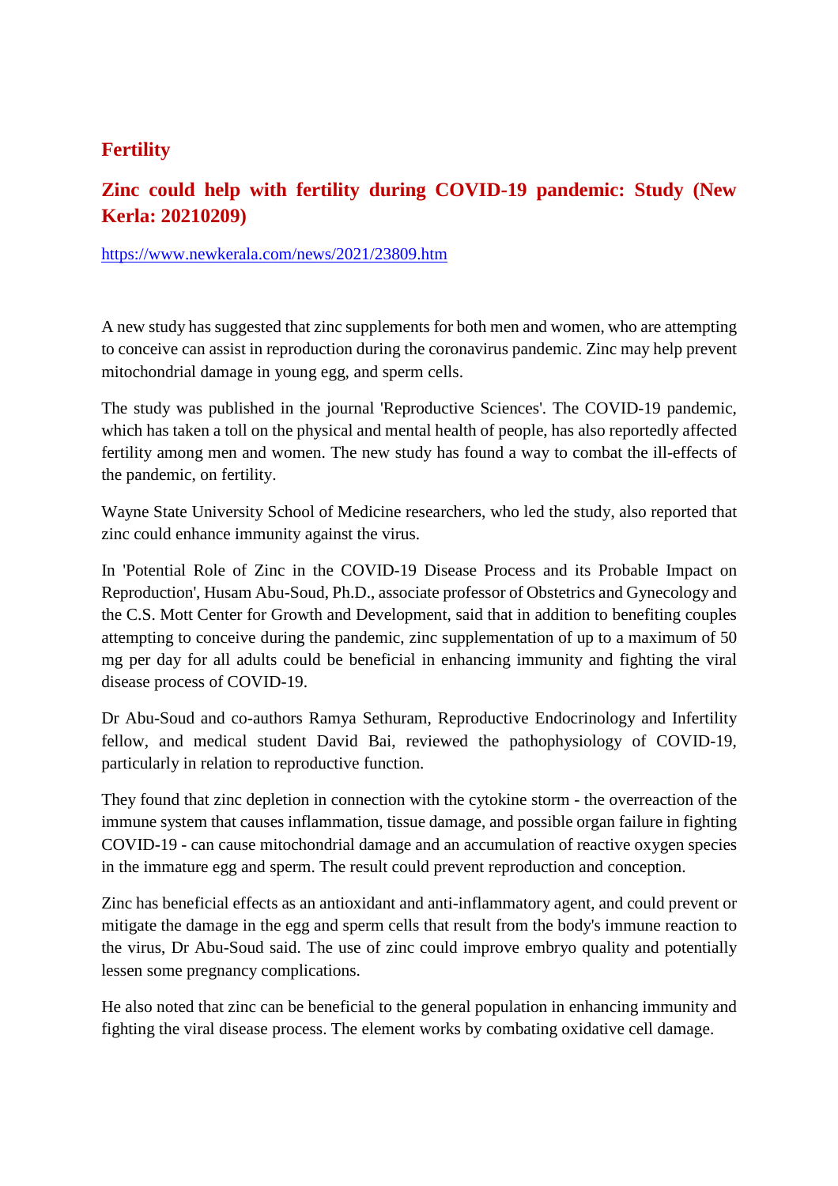## Fertility

### Zinc could help with fertility during COVID-19 pandemic: Study (New Kerla: 20210209)

https://www.newkerala.com/news/2021/23809.htm

A new study has suggested that zinc supplements for both men and women, who are attempting to conceive can assist in reproduction during the coronavirus pandemic. Zinc may help prevent mitochondrial damage in young egg, and sperm cells.

The study was published in the journal 'Reproductive Sciences'. The COVID-19 pandemic, which has taken a toll on the physical and mental health of people, has also reportedly affected fertility among men and women. The new study has found a way to combat the ill-effects of the pandemic, on fertility.

Wayne State University School of Medicine researchers, who led the study, also reported that zinc could enhance immunity against the virus.

In 'Potential Role of Zinc in the COVID-19 Disease Process and its Probable Impact on Reproduction', Husam Abu-Soud, Ph.D., associate professor of Obstetrics and Gynecology and the C.S. Mott Center for Growth and Development, said that in addition to benefiting couples attempting to conceive during the pandemic, zinc supplementation of up to a maximum of 50 mg per day for all adults could be beneficial in enhancing immunity and fighting the viral disease process of COVID-19.

Dr Abu-Soud and co-authors Ramya Sethuram, Reproductive Endocrinology and Infertility fellow, and medical student David Bai, reviewed the pathophysiology of COVID-19, particularly in relation to reproductive function.

They found that zinc depletion in connection with the cytokine storm - the overreaction of the immune system that causes inflammation, tissue damage, and possible organ failure in fighting COVID-19 - can cause mitochondrial damage and an accumulation of reactive oxygen species in the immature egg and sperm. The result could prevent reproduction and conception.

Zinc has beneficial effects as an antioxidant and anti-inflammatory agent, and could prevent or mitigate the damage in the egg and sperm cells that result from the body's immune reaction to the virus, Dr Abu-Soud said. The use of zinc could improve embryo quality and potentially lessen some pregnancy complications.

He also noted that zinc can be beneficial to the general population in enhancing immunity and fighting the viral disease process. The element works by combating oxidative cell damage.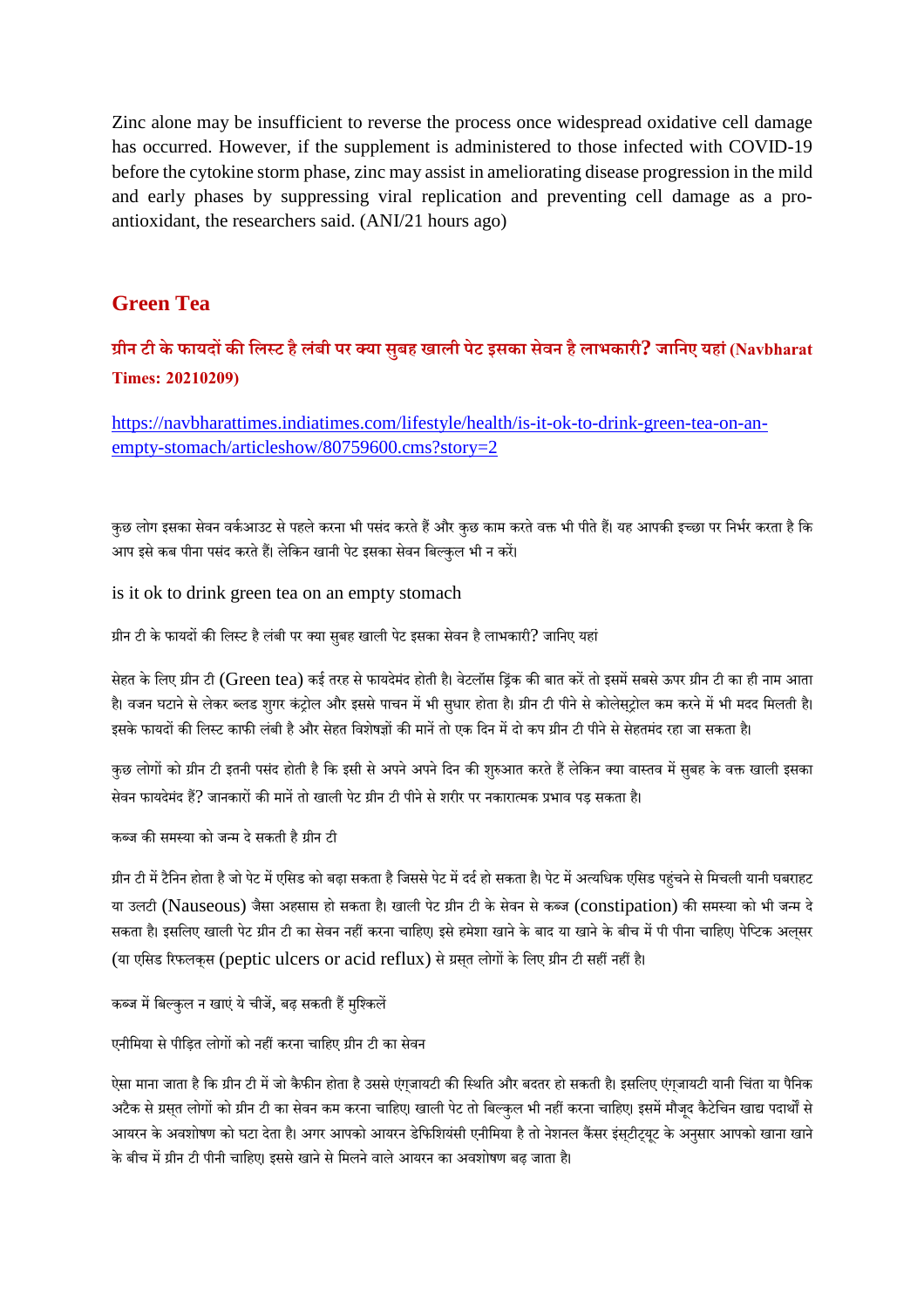Zinc alone may be insufficient to reverse the process once widespread oxidative cell damage has occurred. However, if the supplement is administered to those infected with COVID-19 before the cytokine storm phase, zinc may assist in ameliorating disease progression in the mild and early phases by suppressing viral replication and preventing cell damage as a pro-antioxidant, the researchers said. (ANI/21 hours ago)

## Green Tea

### ग्रीन टी के फायदों की लिस्ट है लंबी पर क्या सुबह खाली पेट इसका सेवन है लाभकारी? जानिए यहां (Navbharat Times: 20210209)

https://navbharattimes.indiatimes.com/lifestyle/health/is-it-ok-to-drink-green-tea-on-an-empty-stomach/articleshow/80759600.cms?story=2

कुछ लोग इसका सेवन वर्कआउट से पहले करना भी पसंद करते हैं और कुछ काम करते वक्त भी पीते हैं। यह आपकी इच्छा पर निर्भर करता है कि आप इसे कब पीना पसंद करते हैं। लेकिन खानी पेट इसका सेवन बिल्कुल भी न करें।

is it ok to drink green tea on an empty stomach

ग्रीन टी के फायदों की लिस्ट है लंबी पर क्या सुबह खाली पेट इसका सेवन है लाभकारी? जानिए यहां

सेहत के लिए ग्रीन टी (Green tea) कई तरह से फायदेमंद होती है। वेटलॉस ड्रिंक की बात करें तो इसमें सबसे ऊपर ग्रीन टी का ही नाम आता है। वजन घटाने से लेकर ब्लड शुगर कंट्रोल और इससे पाचन में भी सुधार होता है। ग्रीन टी पीने से कोलेस्ट्रोल कम करने में भी मदद मिलती है। इसके फायदों की लिस्ट काफी लंबी है और सेहत विशेषज्ञों की मानें तो एक दिन में दो कप ग्रीन टी पीने से सेहतमंद रहा जा सकता है।

कुछ लोगों को ग्रीन टी इतनी पसंद होती है कि इसी से अपने अपने दिन की शुरुआत करते हैं लेकिन क्या वास्तव में सुबह के वक्त खाली इसका सेवन फायदेमंद हैं? जानकारों की मानें तो खाली पेट ग्रीन टी पीने से शरीर पर नकारात्मक प्रभाव पड़ सकता है।

कब्ज की समस्या को जन्म दे सकती है ग्रीन टी

ग्रीन टी में टैनिन होता है जो पेट में एसिड को बढ़ा सकता है जिससे पेट में दर्द हो सकता है। पेट में अत्यधिक एसिड पहुंचने से मिचली यानी घबराहट या उलटी (Nauseous) जैसा अहसास हो सकता है। खाली पेट ग्रीन टी के सेवन से कब्ज (constipation) की समस्या को भी जन्म दे सकता है। इसलिए खाली पेट ग्रीन टी का सेवन नहीं करना चाहिए। इसे हमेशा खाने के बाद या खाने के बीच में पी पीना चाहिए। पेप्टिक अल्सर (या एसिड रिफलक्स (peptic ulcers or acid reflux) से ग्रस्त लोगों के लिए ग्रीन टी सहीं नहीं है।

कब्ज में बिल्कुल न खाएं ये चीजें, बढ़ सकती हैं मुश्किलें

एनीमिया से पीड़ित लोगों को नहीं करना चाहिए ग्रीन टी का सेवन

ऐसा माना जाता है कि ग्रीन टी में जो कैफीन होता है उससे एंग्जायटी की स्थिति और बदतर हो सकती है। इसलिए एंग्जायटी यानी चिंता या पैनिक अटैक से ग्रस्त लोगों को ग्रीन टी का सेवन कम करना चाहिए। खाली पेट तो बिल्कुल भी नहीं करना चाहिए। इसमें मौजूद कैटेचिन खाद्य पदार्थों से आयरन के अवशोषण को घटा देता है। अगर आपको आयरन डेफिशियंसी एनीमिया है तो नेशनल कैंसर इंस्टीट्यूट के अनुसार आपको खाना खाने के बीच में ग्रीन टी पीनी चाहिए। इससे खाने से मिलने वाले आयरन का अवशोषण बढ़ जाता है।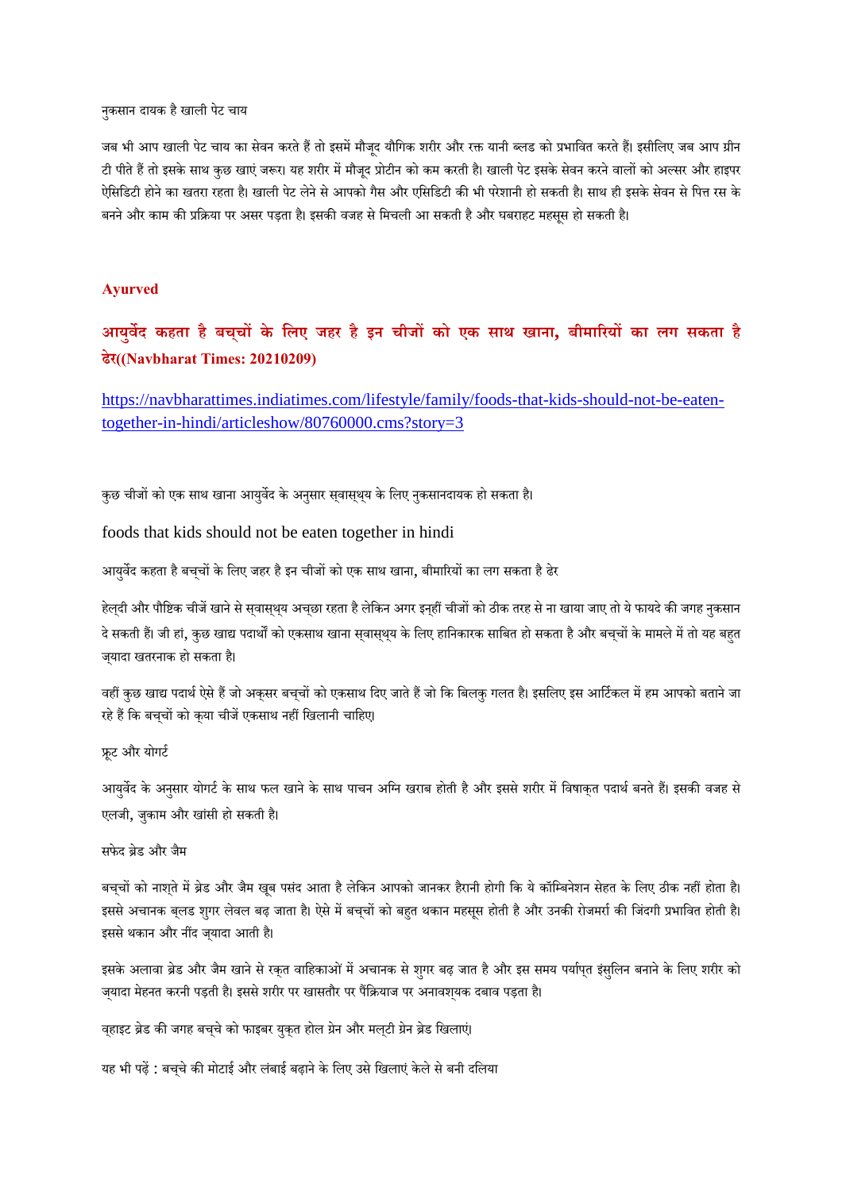नुकसान दायक है खाली पेट चाय

जब भी आप खाली पेट चाय का सेवन करते हैं तो इसमें मौजूद यौगिक शरीर और रक्त यानी ब्लड को प्रभावित करते हैं। इसीलिए जब आप ग्रीन टी पीते हैं तो इसके साथ कुछ खाएं जरूर। यह शरीर में मौजूद प्रोटीन को कम करती है। खाली पेट इसके सेवन करने वालों को अल्सर और हाइपर ऐसिडिटी होने का खतरा रहता है। खाली पेट लेने से आपको गैस और एसिडिटी की भी परेशानी हो सकती है। साथ ही इसके सेवन से पित्त रस के बनने और काम की प्रक्रिया पर असर पड़ता है। इसकी वजह से मिचली आ सकती है और घबराहट महसूस हो सकती है।

**Ayurved**

## आयुर्वेद कहता है बच्चों के लिए जहर है इन चीजों को एक साथ खाना, बीमारियों का लग सकता है ढेर((Navbharat Times: 20210209)

https://navbharattimes.indiatimes.com/lifestyle/family/foods-that-kids-should-not-be-eaten-together-in-hindi/articleshow/80760000.cms?story=3

कुछ चीजों को एक साथ खाना आयुर्वेद के अनुसार स्वास्थ्य के लिए नुकसानदायक हो सकता है।

foods that kids should not be eaten together in hindi

आयुर्वेद कहता है बच्चों के लिए जहर है इन चीजों को एक साथ खाना, बीमारियों का लग सकता है ढेर

हेल्दी और पौष्टिक चीजें खाने से स्वास्थ्य अच्छा रहता है लेकिन अगर इन्हीं चीजों को ठीक तरह से ना खाया जाए तो ये फायदे की जगह नुकसान दे सकती हैं। जी हां, कुछ खाद्य पदार्थों को एकसाथ खाना स्वास्थ्य के लिए हानिकारक साबित हो सकता है और बच्चों के मामले में तो यह बहुत ज्यादा खतरनाक हो सकता है।

वहीं कुछ खाद्य पदार्थ ऐसे हैं जो अक्सर बच्चों को एकसाथ दिए जाते हैं जो कि बिलकु गलत है। इसलिए इस आर्टिकल में हम आपको बताने जा रहे हैं कि बच्चों को क्या चीजें एकसाथ नहीं खिलानी चाहिए।

फ्रूट और योगर्ट

आयुर्वेद के अनुसार योगर्ट के साथ फल खाने के साथ पाचन अग्नि खराब होती है और इससे शरीर में विषाक्त पदार्थ बनते हैं। इसकी वजह से एलर्जी, जुकाम और खांसी हो सकती है।

सफेद ब्रेड और जैम

बच्चों को नाश्ते में ब्रेड और जैम खूब पसंद आता है लेकिन आपको जानकर हैरानी होगी कि ये कॉम्बिनेशन सेहत के लिए ठीक नहीं होता है। इससे अचानक ब्लड शुगर लेवल बढ़ जाता है। ऐसे में बच्चों को बहुत थकान महसूस होती है और उनकी रोजमर्रा की जिंदगी प्रभावित होती है। इससे थकान और नींद ज्यादा आती है।

इसके अलावा ब्रेड और जैम खाने से रक्त वाहिकाओं में अचानक से शुगर बढ़ जात है और इस समय पर्याप्त इंसुलिन बनाने के लिए शरीर को ज्यादा मेहनत करनी पड़ती है। इससे शरीर पर खासतौर पर पैंक्रियाज पर अनावश्यक दबाव पड़ता है।

व्हाइट ब्रेड की जगह बच्चे को फाइबर युक्त होल ग्रेन और मल्टी ग्रेन ब्रेड खिलाएं।

यह भी पढ़ें : बच्चे की मोटाई और लंबाई बढ़ाने के लिए उसे खिलाएं केले से बनी दलिया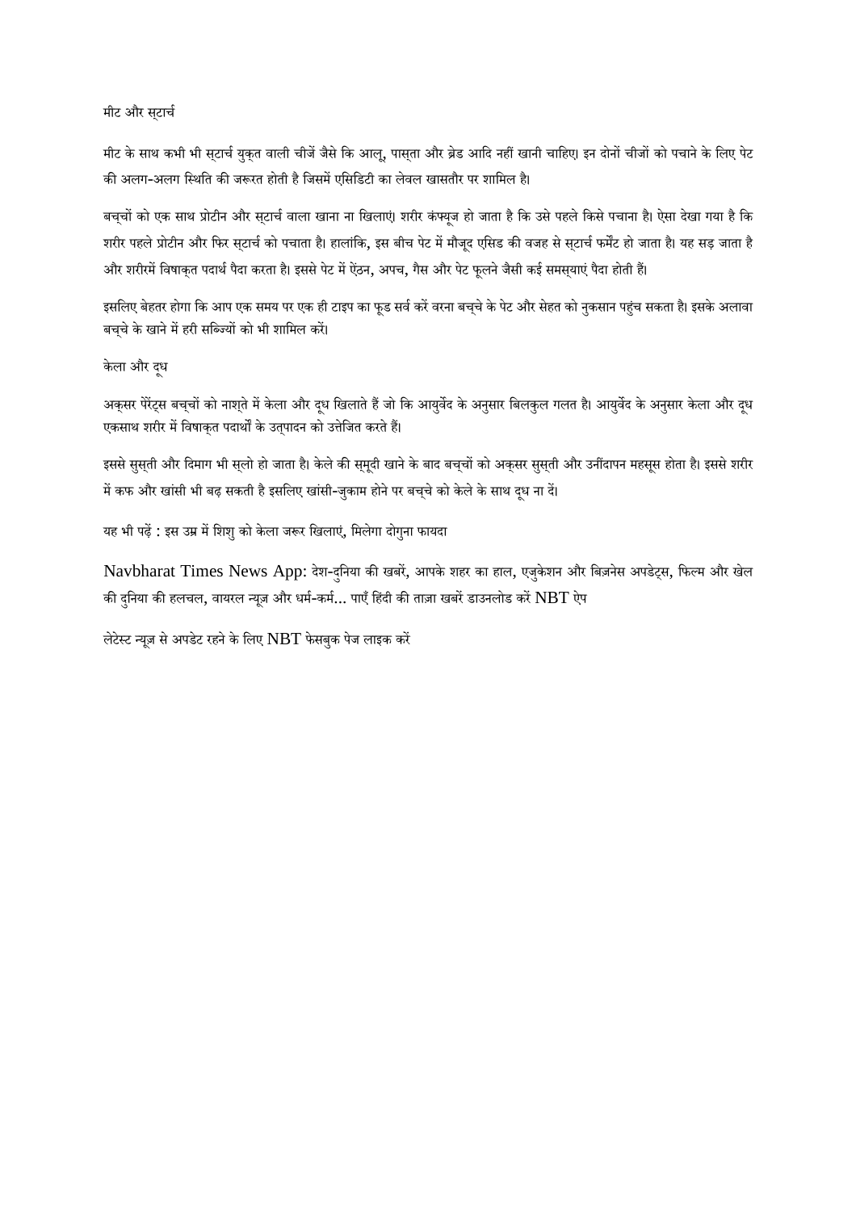मीट और स्टार्च

मीट के साथ कभी भी स्टार्च युक्त वाली चीजें जैसे कि आलू, पास्ता और ब्रेड आदि नहीं खानी चाहिए। इन दोनों चीजों को पचाने के लिए पेट की अलग-अलग स्थिति की जरूरत होती है जिसमें एसिडिटी का लेवल खासतौर पर शामिल है।

बच्चों को एक साथ प्रोटीन और स्टार्च वाला खाना ना खिलाएं। शरीर कंफ्यूज हो जाता है कि उसे पहले किसे पचाना है। ऐसा देखा गया है कि शरीर पहले प्रोटीन और फिर स्टार्च को पचाता है। हालांकि, इस बीच पेट में मौजूद एसिड की वजह से स्टार्च फर्मेंट हो जाता है। यह सड़ जाता है और शरीरमें विषाक्त पदार्थ पैदा करता है। इससे पेट में ऐंठन, अपच, गैस और पेट फूलने जैसी कई समस्याएं पैदा होती हैं।

इसलिए बेहतर होगा कि आप एक समय पर एक ही टाइप का फूड सर्व करें वरना बच्चे के पेट और सेहत को नुकसान पहुंच सकता है। इसके अलावा बच्चे के खाने में हरी सब्जियों को भी शामिल करें।

केला और दूध

अक्सर पेरेंट्स बच्चों को नाश्ते में केला और दूध खिलाते हैं जो कि आयुर्वेद के अनुसार बिलकुल गलत है। आयुर्वेद के अनुसार केला और दूध एकसाथ शरीर में विषाक्त पदार्थों के उत्पादन को उत्तेजित करते हैं।

इससे सुस्ती और दिमाग भी स्लो हो जाता है। केले की स्मूदी खाने के बाद बच्चों को अक्सर सुस्ती और उनींदापन महसूस होता है। इससे शरीर में कफ और खांसी भी बढ़ सकती है इसलिए खांसी-जुकाम होने पर बच्चे को केले के साथ दूध ना दें।

यह भी पढ़ें : इस उम्र में शिशु को केला जरूर खिलाएं, मिलेगा दोगुना फायदा

Navbharat Times News App: देश-दुनिया की खबरें, आपके शहर का हाल, एजुकेशन और बिज़नेस अपडेट्स, फिल्म और खेल की दुनिया की हलचल, वायरल न्यूज़ और धर्म-कर्म... पाएँ हिंदी की ताज़ा खबरें डाउनलोड करें NBT ऐप

लेटेस्ट न्यूज़ से अपडेट रहने के लिए NBT फेसबुक पेज लाइक करें